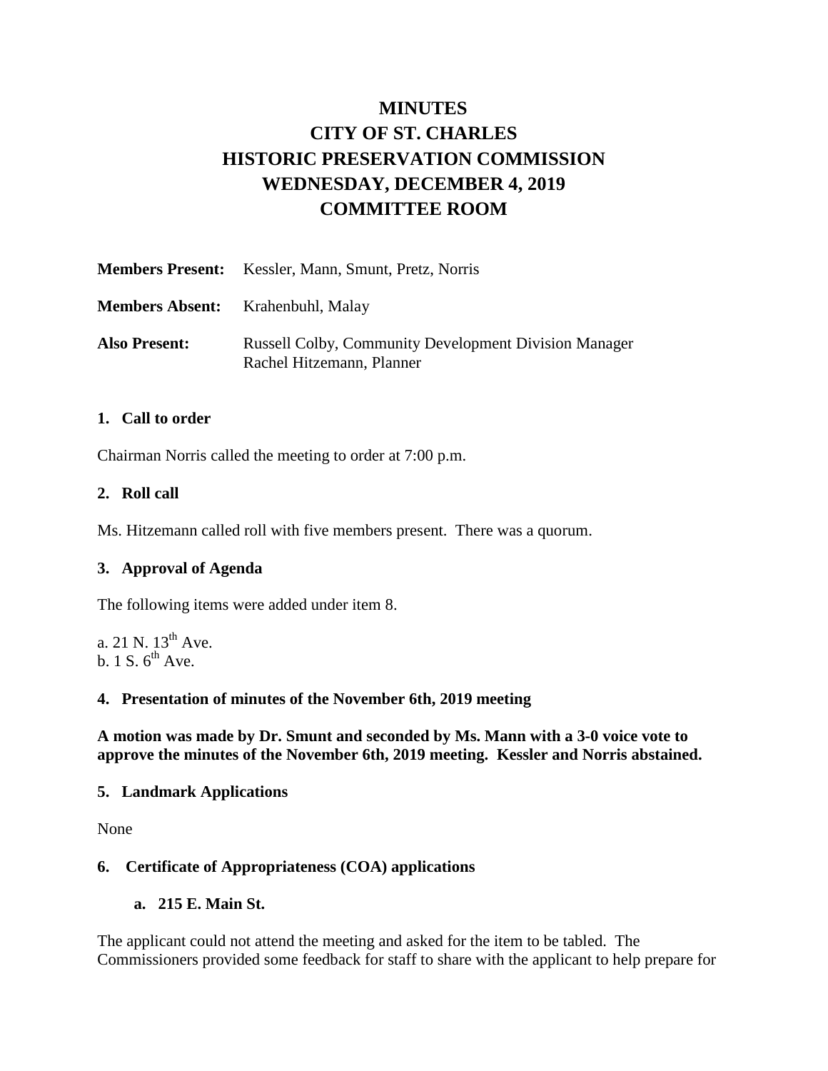# MINUTES
# CITY OF ST. CHARLES
# HISTORIC PRESERVATION COMMISSION
# WEDNESDAY, DECEMBER 4, 2019
# COMMITTEE ROOM

**Members Present:** Kessler, Mann, Smunt, Pretz, Norris

**Members Absent:** Krahenbuhl, Malay

**Also Present:** Russell Colby, Community Development Division Manager
Rachel Hitzemann, Planner

### 1. Call to order

Chairman Norris called the meeting to order at 7:00 p.m.

### 2. Roll call

Ms. Hitzemann called roll with five members present. There was a quorum.

### 3. Approval of Agenda

The following items were added under item 8.

a. 21 N. 13th Ave.
b. 1 S. 6th Ave.

### 4. Presentation of minutes of the November 6th, 2019 meeting

**A motion was made by Dr. Smunt and seconded by Ms. Mann with a 3-0 voice vote to approve the minutes of the November 6th, 2019 meeting. Kessler and Norris abstained.**

### 5. Landmark Applications

None

### 6. Certificate of Appropriateness (COA) applications

#### a. 215 E. Main St.

The applicant could not attend the meeting and asked for the item to be tabled. The Commissioners provided some feedback for staff to share with the applicant to help prepare for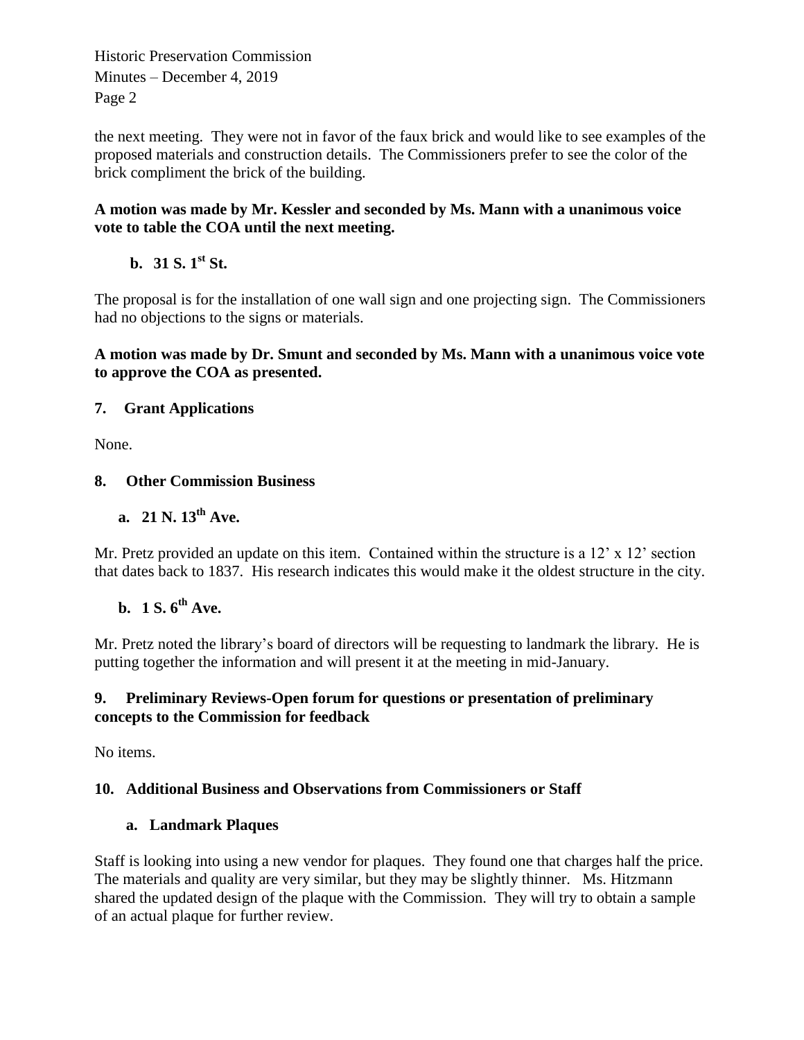the next meeting. They were not in favor of the faux brick and would like to see examples of the proposed materials and construction details. The Commissioners prefer to see the color of the brick compliment the brick of the building.

**A motion was made by Mr. Kessler and seconded by Ms. Mann with a unanimous voice vote to table the COA until the next meeting.**

**b. 31 S. 1st St.**

The proposal is for the installation of one wall sign and one projecting sign. The Commissioners had no objections to the signs or materials.

**A motion was made by Dr. Smunt and seconded by Ms. Mann with a unanimous voice vote to approve the COA as presented.**

## 7. Grant Applications

None.

## 8. Other Commission Business

**a. 21 N. 13th Ave.**

Mr. Pretz provided an update on this item. Contained within the structure is a 12' x 12' section that dates back to 1837. His research indicates this would make it the oldest structure in the city.

**b. 1 S. 6th Ave.**

Mr. Pretz noted the library's board of directors will be requesting to landmark the library. He is putting together the information and will present it at the meeting in mid-January.

## 9. Preliminary Reviews-Open forum for questions or presentation of preliminary concepts to the Commission for feedback

No items.

## 10. Additional Business and Observations from Commissioners or Staff

**a. Landmark Plaques**

Staff is looking into using a new vendor for plaques. They found one that charges half the price. The materials and quality are very similar, but they may be slightly thinner. Ms. Hitzmann shared the updated design of the plaque with the Commission. They will try to obtain a sample of an actual plaque for further review.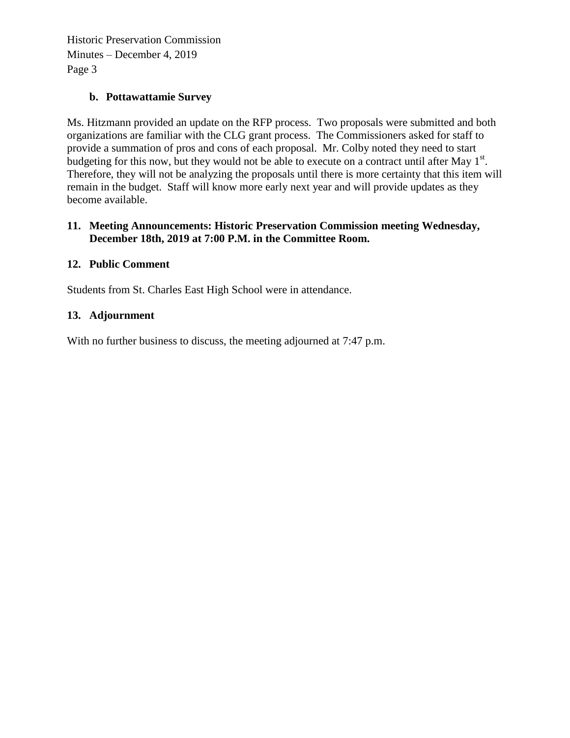**b. Pottawattamie Survey**

Ms. Hitzmann provided an update on the RFP process. Two proposals were submitted and both organizations are familiar with the CLG grant process. The Commissioners asked for staff to provide a summation of pros and cons of each proposal. Mr. Colby noted they need to start budgeting for this now, but they would not be able to execute on a contract until after May 1st. Therefore, they will not be analyzing the proposals until there is more certainty that this item will remain in the budget. Staff will know more early next year and will provide updates as they become available.

**11. Meeting Announcements: Historic Preservation Commission meeting Wednesday, December 18th, 2019 at 7:00 P.M. in the Committee Room.**

**12. Public Comment**

Students from St. Charles East High School were in attendance.

**13. Adjournment**

With no further business to discuss, the meeting adjourned at 7:47 p.m.